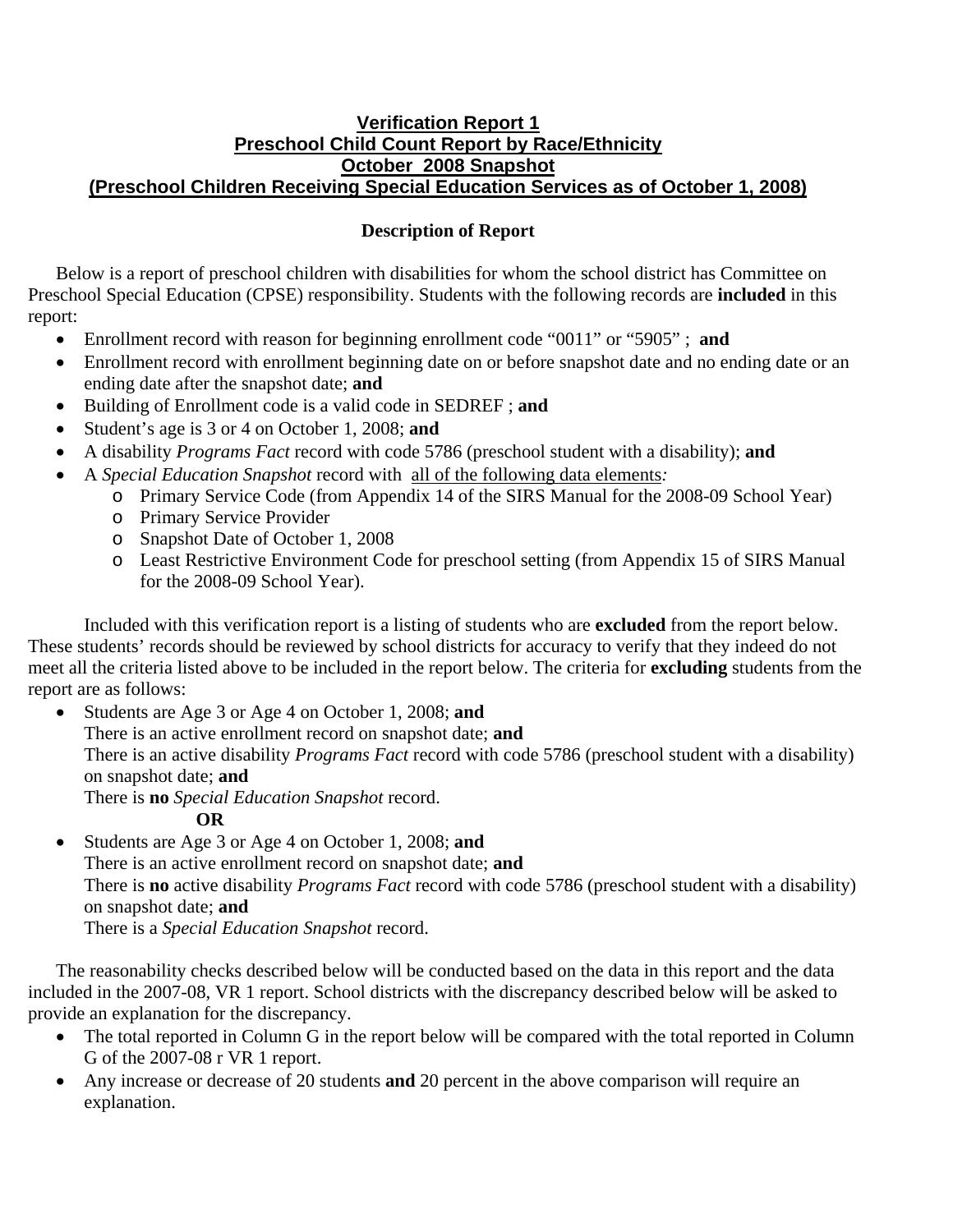# Verification Report 1
# Preschool Child Count Report by Race/Ethnicity
# October 2008 Snapshot
# (Preschool Children Receiving Special Education Services as of October 1, 2008)

## Description of Report

Below is a report of preschool children with disabilities for whom the school district has Committee on Preschool Special Education (CPSE) responsibility. Students with the following records are **included** in this report:

- Enrollment record with reason for beginning enrollment code "0011" or "5905" ; **and**
- Enrollment record with enrollment beginning date on or before snapshot date and no ending date or an ending date after the snapshot date; **and**
- Building of Enrollment code is a valid code in SEDREF ; **and**
- Student's age is 3 or 4 on October 1, 2008; **and**
- A disability *Programs Fact* record with code 5786 (preschool student with a disability); **and**
- A *Special Education Snapshot* record with all of the following data elements*:*
  - Primary Service Code (from Appendix 14 of the SIRS Manual for the 2008-09 School Year)
  - Primary Service Provider
  - Snapshot Date of October 1, 2008
  - Least Restrictive Environment Code for preschool setting (from Appendix 15 of SIRS Manual for the 2008-09 School Year).

Included with this verification report is a listing of students who are **excluded** from the report below. These students' records should be reviewed by school districts for accuracy to verify that they indeed do not meet all the criteria listed above to be included in the report below. The criteria for **excluding** students from the report are as follows:

- Students are Age 3 or Age 4 on October 1, 2008; **and**
  There is an active enrollment record on snapshot date; **and**
  There is an active disability *Programs Fact* record with code 5786 (preschool student with a disability) on snapshot date; **and**
  There is **no** *Special Education Snapshot* record.

  **OR**

- Students are Age 3 or Age 4 on October 1, 2008; **and**
  There is an active enrollment record on snapshot date; **and**
  There is **no** active disability *Programs Fact* record with code 5786 (preschool student with a disability) on snapshot date; **and**
  There is a *Special Education Snapshot* record.

The reasonability checks described below will be conducted based on the data in this report and the data included in the 2007-08, VR 1 report. School districts with the discrepancy described below will be asked to provide an explanation for the discrepancy.

- The total reported in Column G in the report below will be compared with the total reported in Column G of the 2007-08 r VR 1 report.
- Any increase or decrease of 20 students **and** 20 percent in the above comparison will require an explanation.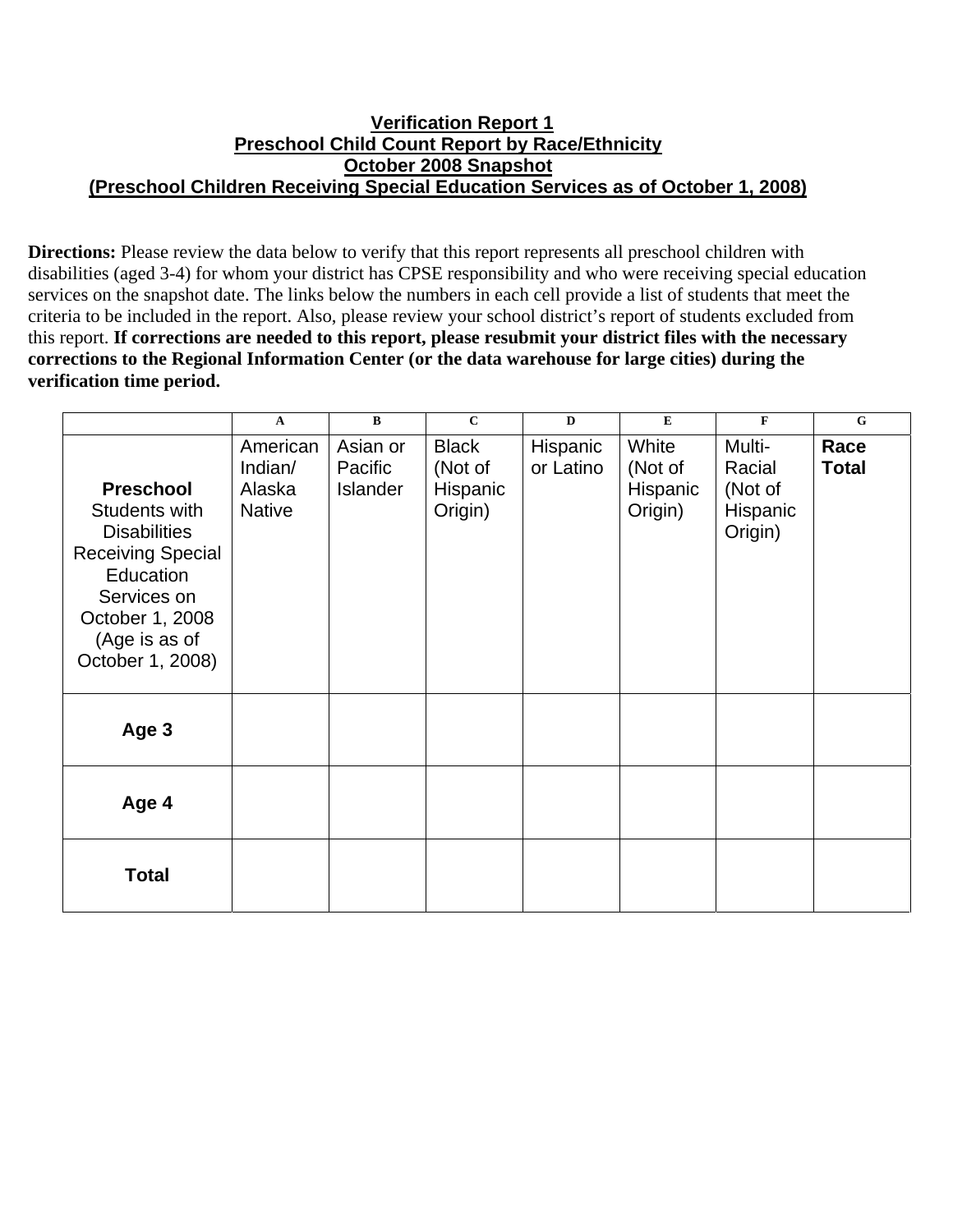**Verification Report 1**
**Preschool Child Count Report by Race/Ethnicity**
**October 2008 Snapshot**
**(Preschool Children Receiving Special Education Services as of October 1, 2008)**

**Directions:** Please review the data below to verify that this report represents all preschool children with disabilities (aged 3-4) for whom your district has CPSE responsibility and who were receiving special education services on the snapshot date. The links below the numbers in each cell provide a list of students that meet the criteria to be included in the report. Also, please review your school district's report of students excluded from this report. **If corrections are needed to this report, please resubmit your district files with the necessary corrections to the Regional Information Center (or the data warehouse for large cities) during the verification time period.**

| | A | B | C | D | E | F | G |
|---|---|---|---|---|---|---|---|
| **Preschool** Students with Disabilities Receiving Special Education Services on October 1, 2008 (Age is as of October 1, 2008) | American Indian/ Alaska Native | Asian or Pacific Islander | Black (Not of Hispanic Origin) | Hispanic or Latino | White (Not of Hispanic Origin) | Multi-Racial (Not of Hispanic Origin) | **Race Total** |
| **Age 3** | | | | | | | |
| **Age 4** | | | | | | | |
| **Total** | | | | | | | |